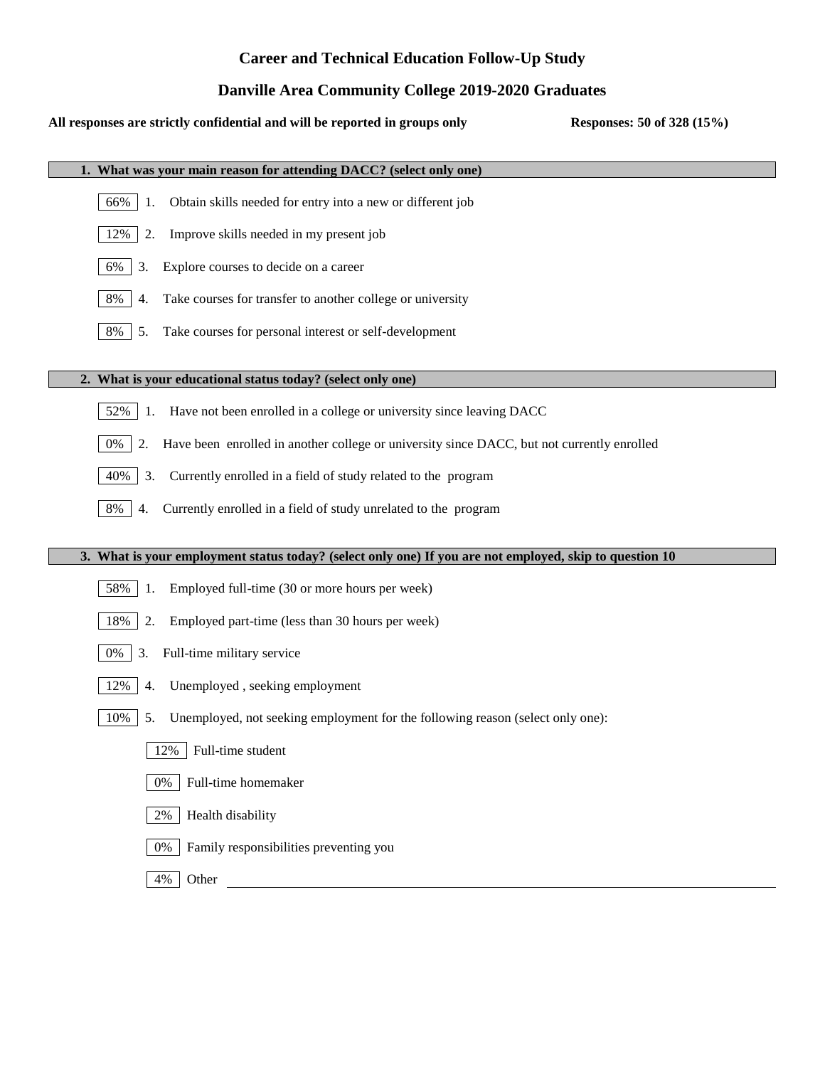# Career and Technical Education Follow-Up Study

## Danville Area Community College 2019-2020 Graduates

**All responses are strictly confidential and will be reported in groups only** **Responses: 50 of 328 (15%)**

### 1. What was your main reason for attending DACC? (select only one)

- 66% 1. Obtain skills needed for entry into a new or different job
- 12% 2. Improve skills needed in my present job
- 6% 3. Explore courses to decide on a career
- 8% 4. Take courses for transfer to another college or university
- 8% 5. Take courses for personal interest or self-development

### 2. What is your educational status today? (select only one)

- 52% 1. Have not been enrolled in a college or university since leaving DACC
- 0% 2. Have been enrolled in another college or university since DACC, but not currently enrolled
- 40% 3. Currently enrolled in a field of study related to the program
- 8% 4. Currently enrolled in a field of study unrelated to the program

### 3. What is your employment status today? (select only one) If you are not employed, skip to question 10

- 58% 1. Employed full-time (30 or more hours per week)
- 18% 2. Employed part-time (less than 30 hours per week)
- 0% 3. Full-time military service
- 12% 4. Unemployed , seeking employment
- 10% 5. Unemployed, not seeking employment for the following reason (select only one):
  - 12% Full-time student
  - 0% Full-time homemaker
  - 2% Health disability
  - 0% Family responsibilities preventing you
  - 4% Other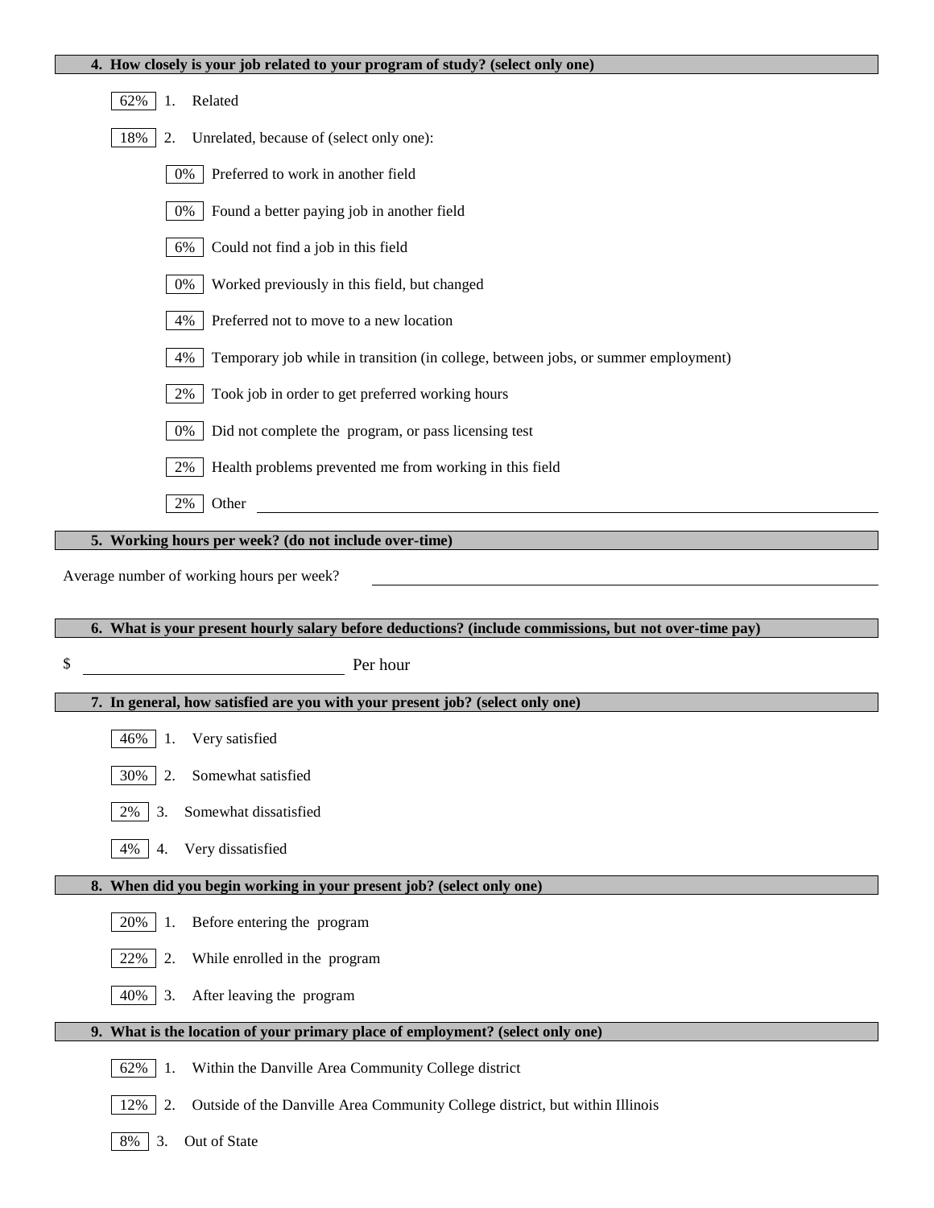**4. How closely is your job related to your program of study? (select only one)**

- 62% 1. Related
- 18% 2. Unrelated, because of (select only one):
  - 0% Preferred to work in another field
  - 0% Found a better paying job in another field
  - 6% Could not find a job in this field
  - 0% Worked previously in this field, but changed
  - 4% Preferred not to move to a new location
  - 4% Temporary job while in transition (in college, between jobs, or summer employment)
  - 2% Took job in order to get preferred working hours
  - 0% Did not complete the program, or pass licensing test
  - 2% Health problems prevented me from working in this field
  - 2% Other ______________________________

**5. Working hours per week? (do not include over-time)**

Average number of working hours per week? ______________________________

**6. What is your present hourly salary before deductions? (include commissions, but not over-time pay)**

$ ______________________________ Per hour

**7. In general, how satisfied are you with your present job? (select only one)**

- 46% 1. Very satisfied
- 30% 2. Somewhat satisfied
- 2% 3. Somewhat dissatisfied
- 4% 4. Very dissatisfied

**8. When did you begin working in your present job? (select only one)**

- 20% 1. Before entering the program
- 22% 2. While enrolled in the program
- 40% 3. After leaving the program

**9. What is the location of your primary place of employment? (select only one)**

- 62% 1. Within the Danville Area Community College district
- 12% 2. Outside of the Danville Area Community College district, but within Illinois
- 8% 3. Out of State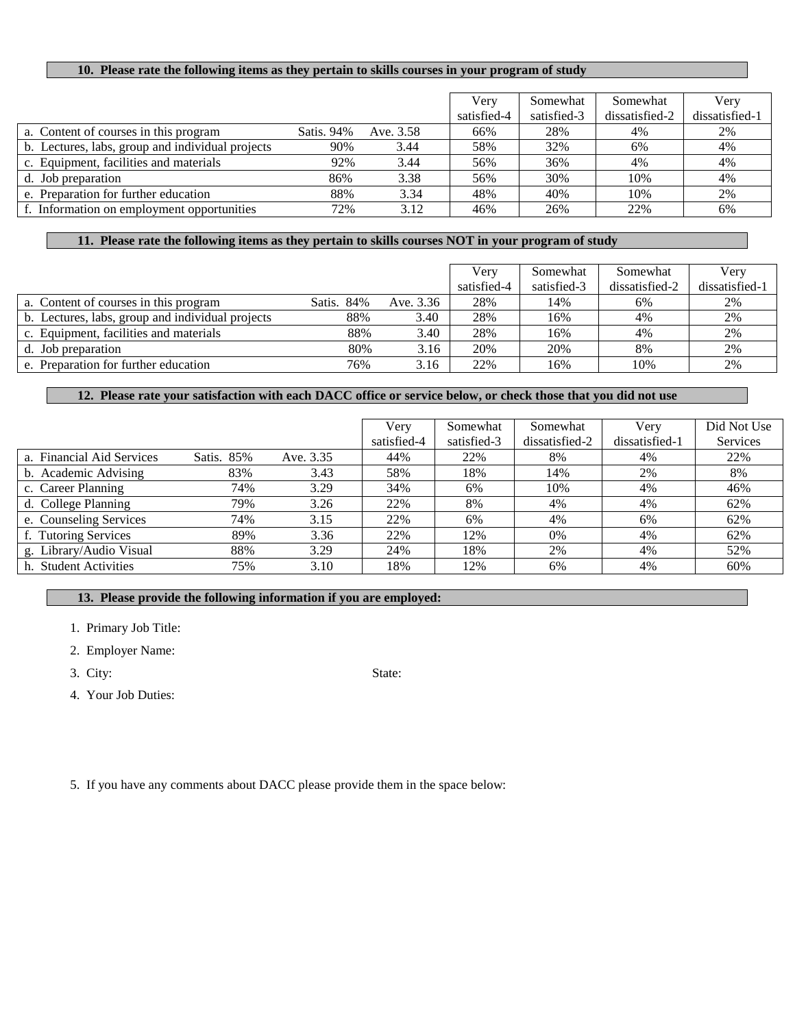**10. Please rate the following items as they pertain to skills courses in your program of study**

| | Satis. | Ave. | Very satisfied-4 | Somewhat satisfied-3 | Somewhat dissatisfied-2 | Very dissatisfied-1 |
|---|---|---|---|---|---|---|
| a. Content of courses in this program | Satis. 94% | Ave. 3.58 | 66% | 28% | 4% | 2% |
| b. Lectures, labs, group and individual projects | 90% | 3.44 | 58% | 32% | 6% | 4% |
| c. Equipment, facilities and materials | 92% | 3.44 | 56% | 36% | 4% | 4% |
| d. Job preparation | 86% | 3.38 | 56% | 30% | 10% | 4% |
| e. Preparation for further education | 88% | 3.34 | 48% | 40% | 10% | 2% |
| f. Information on employment opportunities | 72% | 3.12 | 46% | 26% | 22% | 6% |

**11. Please rate the following items as they pertain to skills courses NOT in your program of study**

| | Satis. | Ave. | Very satisfied-4 | Somewhat satisfied-3 | Somewhat dissatisfied-2 | Very dissatisfied-1 |
|---|---|---|---|---|---|---|
| a. Content of courses in this program | Satis. 84% | Ave. 3.36 | 28% | 14% | 6% | 2% |
| b. Lectures, labs, group and individual projects | 88% | 3.40 | 28% | 16% | 4% | 2% |
| c. Equipment, facilities and materials | 88% | 3.40 | 28% | 16% | 4% | 2% |
| d. Job preparation | 80% | 3.16 | 20% | 20% | 8% | 2% |
| e. Preparation for further education | 76% | 3.16 | 22% | 16% | 10% | 2% |

**12. Please rate your satisfaction with each DACC office or service below, or check those that you did not use**

| | Satis. | Ave. | Very satisfied-4 | Somewhat satisfied-3 | Somewhat dissatisfied-2 | Very dissatisfied-1 | Did Not Use Services |
|---|---|---|---|---|---|---|---|
| a. Financial Aid Services | Satis. 85% | Ave. 3.35 | 44% | 22% | 8% | 4% | 22% |
| b. Academic Advising | 83% | 3.43 | 58% | 18% | 14% | 2% | 8% |
| c. Career Planning | 74% | 3.29 | 34% | 6% | 10% | 4% | 46% |
| d. College Planning | 79% | 3.26 | 22% | 8% | 4% | 4% | 62% |
| e. Counseling Services | 74% | 3.15 | 22% | 6% | 4% | 6% | 62% |
| f. Tutoring Services | 89% | 3.36 | 22% | 12% | 0% | 4% | 62% |
| g. Library/Audio Visual | 88% | 3.29 | 24% | 18% | 2% | 4% | 52% |
| h. Student Activities | 75% | 3.10 | 18% | 12% | 6% | 4% | 60% |

**13. Please provide the following information if you are employed:**

1. Primary Job Title:
2. Employer Name:
3. City: State:
4. Your Job Duties:

5. If you have any comments about DACC please provide them in the space below: